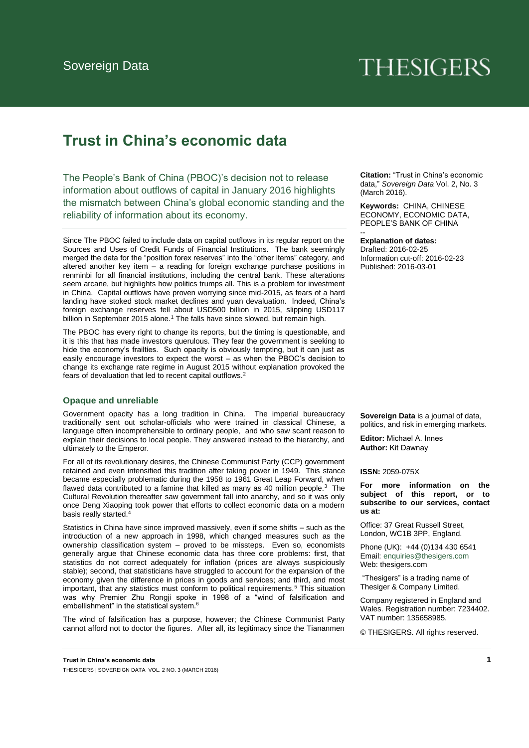Sovereign Data

THESIGERS

# Trust in China's economic data

The People's Bank of China (PBOC)'s decision not to release information about outflows of capital in January 2016 highlights the mismatch between China's global economic standing and the reliability of information about its economy.

Since The PBOC failed to include data on capital outflows in its regular report on the Sources and Uses of Credit Funds of Financial Institutions. The bank seemingly merged the data for the "position forex reserves" into the "other items" category, and altered another key item – a reading for foreign exchange purchase positions in renminbi for all financial institutions, including the central bank. These alterations seem arcane, but highlights how politics trumps all. This is a problem for investment in China. Capital outflows have proven worrying since mid-2015, as fears of a hard landing have stoked stock market declines and yuan devaluation. Indeed, China's foreign exchange reserves fell about USD500 billion in 2015, slipping USD117 billion in September 2015 alone.[1] The falls have since slowed, but remain high.

The PBOC has every right to change its reports, but the timing is questionable, and it is this that has made investors querulous. They fear the government is seeking to hide the economy's frailties. Such opacity is obviously tempting, but it can just as easily encourage investors to expect the worst – as when the PBOC's decision to change its exchange rate regime in August 2015 without explanation provoked the fears of devaluation that led to recent capital outflows.[2]

### Opaque and unreliable

Government opacity has a long tradition in China. The imperial bureaucracy traditionally sent out scholar-officials who were trained in classical Chinese, a language often incomprehensible to ordinary people, and who saw scant reason to explain their decisions to local people. They answered instead to the hierarchy, and ultimately to the Emperor.

For all of its revolutionary desires, the Chinese Communist Party (CCP) government retained and even intensified this tradition after taking power in 1949. This stance became especially problematic during the 1958 to 1961 Great Leap Forward, when flawed data contributed to a famine that killed as many as 40 million people.[3] The Cultural Revolution thereafter saw government fall into anarchy, and so it was only once Deng Xiaoping took power that efforts to collect economic data on a modern basis really started.[4]

Statistics in China have since improved massively, even if some shifts – such as the introduction of a new approach in 1998, which changed measures such as the ownership classification system – proved to be missteps. Even so, economists generally argue that Chinese economic data has three core problems: first, that statistics do not correct adequately for inflation (prices are always suspiciously stable); second, that statisticians have struggled to account for the expansion of the economy given the difference in prices in goods and services; and third, and most important, that any statistics must conform to political requirements.[5] This situation was why Premier Zhu Rongji spoke in 1998 of a "wind of falsification and embellishment" in the statistical system.[6]

The wind of falsification has a purpose, however; the Chinese Communist Party cannot afford not to doctor the figures. After all, its legitimacy since the Tiananmen

**Citation:** "Trust in China's economic data," *Sovereign Data* Vol. 2, No. 3 (March 2016).

**Keywords:** CHINA, CHINESE ECONOMY, ECONOMIC DATA, PEOPLE'S BANK OF CHINA

--

**Explanation of dates:**
Drafted: 2016-02-25
Information cut-off: 2016-02-23
Published: 2016-03-01

**Sovereign Data** is a journal of data, politics, and risk in emerging markets.

**Editor:** Michael A. Innes
**Author:** Kit Dawnay

**ISSN:** 2059-075X

**For more information on the subject of this report, or to subscribe to our services, contact us at:**

Office: 37 Great Russell Street, London, WC1B 3PP, England.

Phone (UK): +44 (0)134 430 6541
Email: enquiries@thesigers.com
Web: thesigers.com

"Thesigers" is a trading name of Thesiger & Company Limited.

Company registered in England and Wales. Registration number: 7234402. VAT number: 135658985.

© THESIGERS. All rights reserved.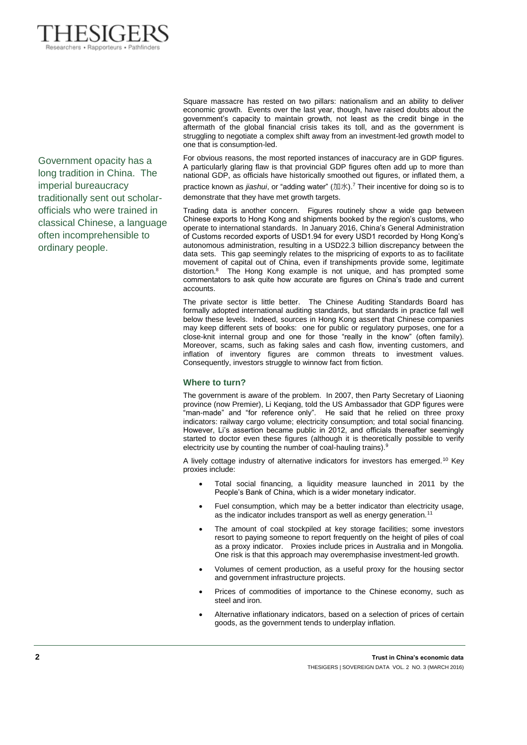Square massacre has rested on two pillars: nationalism and an ability to deliver economic growth. Events over the last year, though, have raised doubts about the government's capacity to maintain growth, not least as the credit binge in the aftermath of the global financial crisis takes its toll, and as the government is struggling to negotiate a complex shift away from an investment-led growth model to one that is consumption-led.

Government opacity has a long tradition in China. The imperial bureaucracy traditionally sent out scholar-officials who were trained in classical Chinese, a language often incomprehensible to ordinary people.

For obvious reasons, the most reported instances of inaccuracy are in GDP figures. A particularly glaring flaw is that provincial GDP figures often add up to more than national GDP, as officials have historically smoothed out figures, or inflated them, a practice known as *jiashui*, or "adding water" (加水).[7] Their incentive for doing so is to demonstrate that they have met growth targets.

Trading data is another concern. Figures routinely show a wide gap between Chinese exports to Hong Kong and shipments booked by the region's customs, who operate to international standards. In January 2016, China's General Administration of Customs recorded exports of USD1.94 for every USD1 recorded by Hong Kong's autonomous administration, resulting in a USD22.3 billion discrepancy between the data sets. This gap seemingly relates to the mispricing of exports to as to facilitate movement of capital out of China, even if transhipments provide some, legitimate distortion.[8] The Hong Kong example is not unique, and has prompted some commentators to ask quite how accurate are figures on China's trade and current accounts.

The private sector is little better. The Chinese Auditing Standards Board has formally adopted international auditing standards, but standards in practice fall well below these levels. Indeed, sources in Hong Kong assert that Chinese companies may keep different sets of books: one for public or regulatory purposes, one for a close-knit internal group and one for those "really in the know" (often family). Moreover, scams, such as faking sales and cash flow, inventing customers, and inflation of inventory figures are common threats to investment values. Consequently, investors struggle to winnow fact from fiction.

### Where to turn?

The government is aware of the problem. In 2007, then Party Secretary of Liaoning province (now Premier), Li Keqiang, told the US Ambassador that GDP figures were "man-made" and "for reference only". He said that he relied on three proxy indicators: railway cargo volume; electricity consumption; and total social financing. However, Li's assertion became public in 2012, and officials thereafter seemingly started to doctor even these figures (although it is theoretically possible to verify electricity use by counting the number of coal-hauling trains).[9]

A lively cottage industry of alternative indicators for investors has emerged.[10] Key proxies include:

- Total social financing, a liquidity measure launched in 2011 by the People's Bank of China, which is a wider monetary indicator.
- Fuel consumption, which may be a better indicator than electricity usage, as the indicator includes transport as well as energy generation.[11]
- The amount of coal stockpiled at key storage facilities; some investors resort to paying someone to report frequently on the height of piles of coal as a proxy indicator. Proxies include prices in Australia and in Mongolia. One risk is that this approach may overemphasise investment-led growth.
- Volumes of cement production, as a useful proxy for the housing sector and government infrastructure projects.
- Prices of commodities of importance to the Chinese economy, such as steel and iron.
- Alternative inflationary indicators, based on a selection of prices of certain goods, as the government tends to underplay inflation.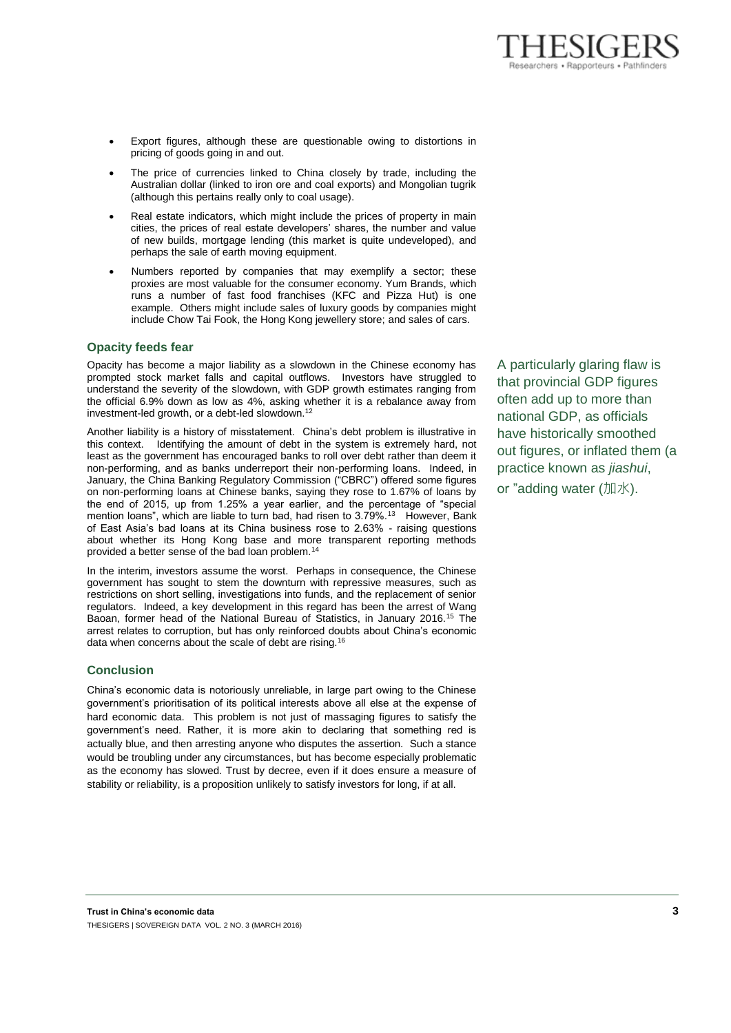- Export figures, although these are questionable owing to distortions in pricing of goods going in and out.
- The price of currencies linked to China closely by trade, including the Australian dollar (linked to iron ore and coal exports) and Mongolian tugrik (although this pertains really only to coal usage).
- Real estate indicators, which might include the prices of property in main cities, the prices of real estate developers' shares, the number and value of new builds, mortgage lending (this market is quite undeveloped), and perhaps the sale of earth moving equipment.
- Numbers reported by companies that may exemplify a sector; these proxies are most valuable for the consumer economy. Yum Brands, which runs a number of fast food franchises (KFC and Pizza Hut) is one example. Others might include sales of luxury goods by companies might include Chow Tai Fook, the Hong Kong jewellery store; and sales of cars.

## Opacity feeds fear

Opacity has become a major liability as a slowdown in the Chinese economy has prompted stock market falls and capital outflows. Investors have struggled to understand the severity of the slowdown, with GDP growth estimates ranging from the official 6.9% down as low as 4%, asking whether it is a rebalance away from investment-led growth, or a debt-led slowdown.[12]

Another liability is a history of misstatement. China's debt problem is illustrative in this context. Identifying the amount of debt in the system is extremely hard, not least as the government has encouraged banks to roll over debt rather than deem it non-performing, and as banks underreport their non-performing loans. Indeed, in January, the China Banking Regulatory Commission ("CBRC") offered some figures on non-performing loans at Chinese banks, saying they rose to 1.67% of loans by the end of 2015, up from 1.25% a year earlier, and the percentage of "special mention loans", which are liable to turn bad, had risen to 3.79%.[13] However, Bank of East Asia's bad loans at its China business rose to 2.63% - raising questions about whether its Hong Kong base and more transparent reporting methods provided a better sense of the bad loan problem.[14]

In the interim, investors assume the worst. Perhaps in consequence, the Chinese government has sought to stem the downturn with repressive measures, such as restrictions on short selling, investigations into funds, and the replacement of senior regulators. Indeed, a key development in this regard has been the arrest of Wang Baoan, former head of the National Bureau of Statistics, in January 2016.[15] The arrest relates to corruption, but has only reinforced doubts about China's economic data when concerns about the scale of debt are rising.[16]

A particularly glaring flaw is that provincial GDP figures often add up to more than national GDP, as officials have historically smoothed out figures, or inflated them (a practice known as *jiashui*, or "adding water (加水).

## Conclusion

China's economic data is notoriously unreliable, in large part owing to the Chinese government's prioritisation of its political interests above all else at the expense of hard economic data. This problem is not just of massaging figures to satisfy the government's need. Rather, it is more akin to declaring that something red is actually blue, and then arresting anyone who disputes the assertion. Such a stance would be troubling under any circumstances, but has become especially problematic as the economy has slowed. Trust by decree, even if it does ensure a measure of stability or reliability, is a proposition unlikely to satisfy investors for long, if at all.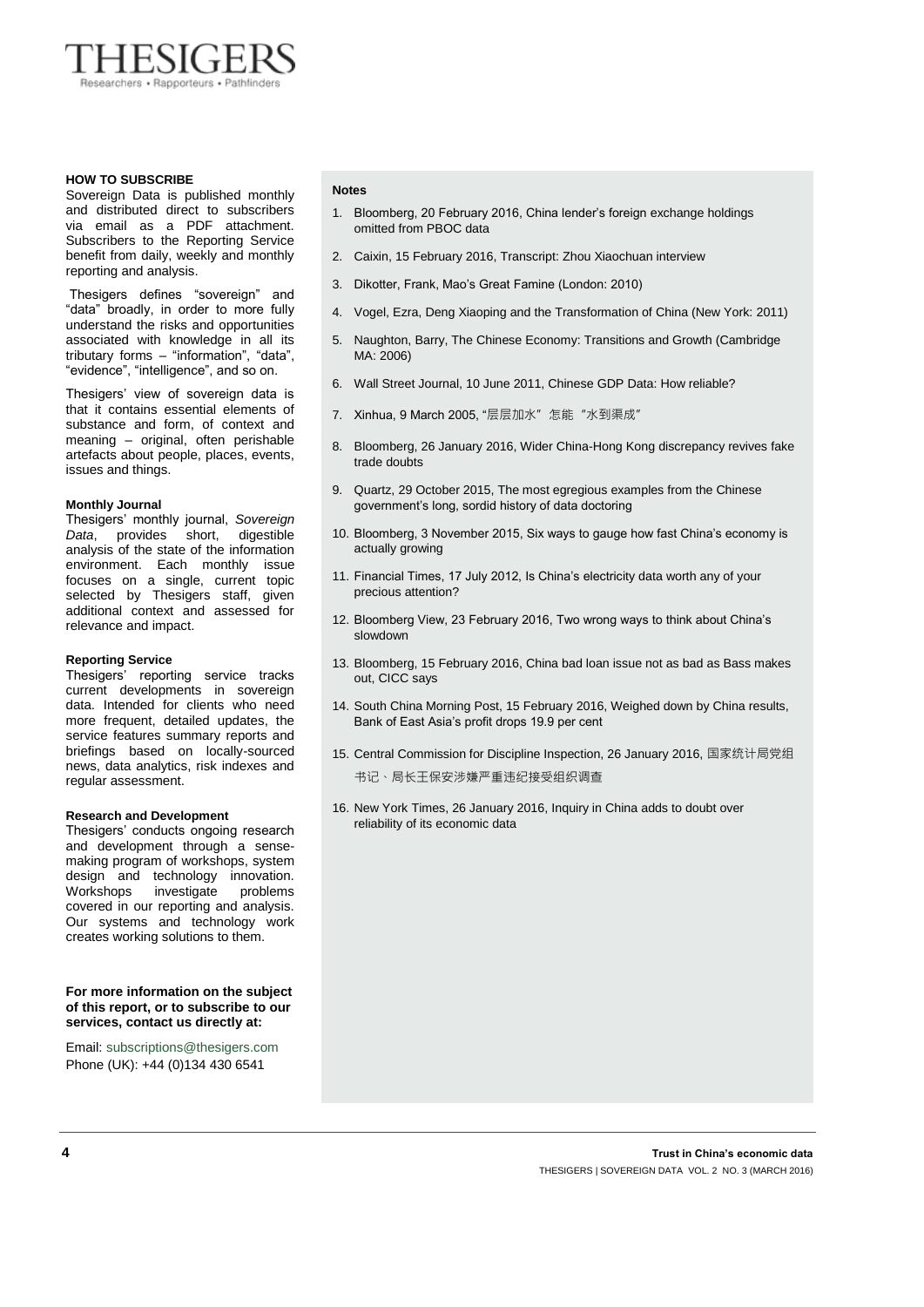### HOW TO SUBSCRIBE

Sovereign Data is published monthly and distributed direct to subscribers via email as a PDF attachment. Subscribers to the Reporting Service benefit from daily, weekly and monthly reporting and analysis.

Thesigers defines "sovereign" and "data" broadly, in order to more fully understand the risks and opportunities associated with knowledge in all its tributary forms – "information", "data", "evidence", "intelligence", and so on.

Thesigers' view of sovereign data is that it contains essential elements of substance and form, of context and meaning – original, often perishable artefacts about people, places, events, issues and things.

#### Monthly Journal

Thesigers' monthly journal, *Sovereign Data*, provides short, digestible analysis of the state of the information environment. Each monthly issue focuses on a single, current topic selected by Thesigers staff, given additional context and assessed for relevance and impact.

#### Reporting Service

Thesigers' reporting service tracks current developments in sovereign data. Intended for clients who need more frequent, detailed updates, the service features summary reports and briefings based on locally-sourced news, data analytics, risk indexes and regular assessment.

#### Research and Development

Thesigers' conducts ongoing research and development through a sense-making program of workshops, system design and technology innovation. Workshops investigate problems covered in our reporting and analysis. Our systems and technology work creates working solutions to them.

**For more information on the subject of this report, or to subscribe to our services, contact us directly at:**

Email: subscriptions@thesigers.com
Phone (UK): +44 (0)134 430 6541

### Notes

1. Bloomberg, 20 February 2016, China lender's foreign exchange holdings omitted from PBOC data
2. Caixin, 15 February 2016, Transcript: Zhou Xiaochuan interview
3. Dikotter, Frank, Mao's Great Famine (London: 2010)
4. Vogel, Ezra, Deng Xiaoping and the Transformation of China (New York: 2011)
5. Naughton, Barry, The Chinese Economy: Transitions and Growth (Cambridge MA: 2006)
6. Wall Street Journal, 10 June 2011, Chinese GDP Data: How reliable?
7. Xinhua, 9 March 2005, "层层加水" 怎能 "水到渠成"
8. Bloomberg, 26 January 2016, Wider China-Hong Kong discrepancy revives fake trade doubts
9. Quartz, 29 October 2015, The most egregious examples from the Chinese government's long, sordid history of data doctoring
10. Bloomberg, 3 November 2015, Six ways to gauge how fast China's economy is actually growing
11. Financial Times, 17 July 2012, Is China's electricity data worth any of your precious attention?
12. Bloomberg View, 23 February 2016, Two wrong ways to think about China's slowdown
13. Bloomberg, 15 February 2016, China bad loan issue not as bad as Bass makes out, CICC says
14. South China Morning Post, 15 February 2016, Weighed down by China results, Bank of East Asia's profit drops 19.9 per cent
15. Central Commission for Discipline Inspection, 26 January 2016, 国家统计局党组书记、局长王保安涉嫌严重违纪接受组织调查
16. New York Times, 26 January 2016, Inquiry in China adds to doubt over reliability of its economic data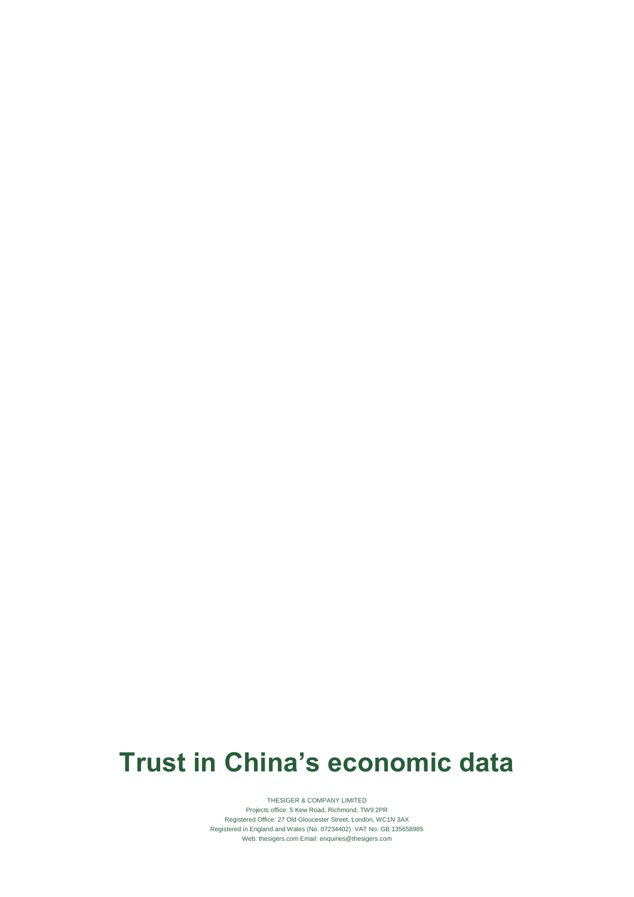# Trust in China's economic data

THESIGER & COMPANY LIMITED
Projects office: 5 Kew Road, Richmond, TW9 2PR
Registered Office: 27 Old Gloucester Street, London, WC1N 3AX
Registered in England and Wales (No. 07234402). VAT No: GB 135658985
Web: thesigers.com Email: enquiries@thesigers.com